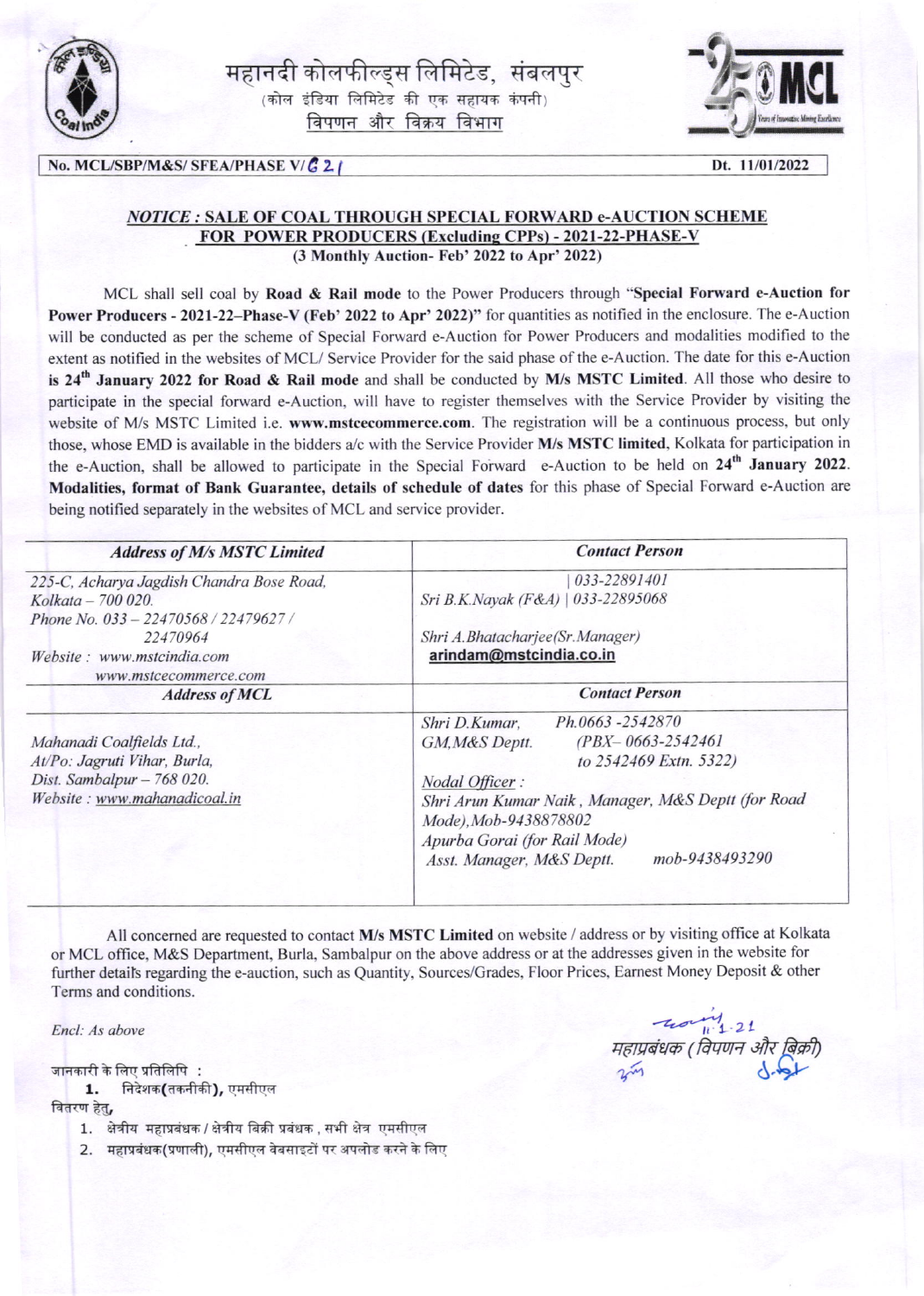# महानदी कोलफील्ड्स लिमिटेड, संबलपुर

(कोल इंडिया लिमिटेड की एक सहायक कंपनी)

विपणन और विक्रय विभाग

**No. MCL/SBP/M&S/ SFEA/PHASE V/621** **Dt. 11/01/2022**

## *NOTICE* : SALE OF COAL THROUGH SPECIAL FORWARD e-AUCTION SCHEME FOR POWER PRODUCERS (Excluding CPPs) - 2021-22-PHASE-V

**(3 Monthly Auction- Feb' 2022 to Apr' 2022)**

MCL shall sell coal by **Road & Rail mode** to the Power Producers through **"Special Forward e-Auction for Power Producers - 2021-22–Phase-V (Feb' 2022 to Apr' 2022)"** for quantities as notified in the enclosure. The e-Auction will be conducted as per the scheme of Special Forward e-Auction for Power Producers and modalities modified to the extent as notified in the websites of MCL/ Service Provider for the said phase of the e-Auction. The date for this e-Auction **is 24th January 2022 for Road & Rail mode** and shall be conducted by **M/s MSTC Limited**. All those who desire to participate in the special forward e-Auction, will have to register themselves with the Service Provider by visiting the website of M/s MSTC Limited i.e. **www.mstcecommerce.com**. The registration will be a continuous process, but only those, whose EMD is available in the bidders a/c with the Service Provider **M/s MSTC limited**, Kolkata for participation in the e-Auction, shall be allowed to participate in the Special Forward e-Auction to be held on **24th January 2022. Modalities, format of Bank Guarantee, details of schedule of dates** for this phase of Special Forward e-Auction are being notified separately in the websites of MCL and service provider.

| *Address of M/s MSTC Limited* | *Contact Person* |
|---|---|
| *225-C, Acharya Jagdish Chandra Bose Road, Kolkata – 700 020.*<br>*Phone No. 033 – 22470568 / 22479627 / 22470964*<br>*Website : www.mstcindia.com*<br>*www.mstcecommerce.com* | *Sri B.K.Nayak (F&A) \| 033-22891401 \| 033-22895068*<br><br>*Shri A.Bhatacharjee(Sr.Manager)*<br>**arindam@mstcindia.co.in** |
| ***Address of MCL*** | ***Contact Person*** |
| *Mahanadi Coalfields Ltd.,*<br>*At/Po: Jagruti Vihar, Burla,*<br>*Dist. Sambalpur – 768 020.*<br>*Website : www.mahanadicoal.in* | *Shri D.Kumar, GM,M&S Deptt. Ph.0663 -2542870 (PBX– 0663-2542461 to 2542469 Extn. 5322)*<br><br>*Nodal Officer :*<br>*Shri Arun Kumar Naik , Manager, M&S Deptt (for Road Mode),Mob-9438878802*<br>*Apurba Gorai (for Rail Mode) Asst. Manager, M&S Deptt. mob-9438493290* |

All concerned are requested to contact **M/s MSTC Limited** on website / address or by visiting office at Kolkata or MCL office, M&S Department, Burla, Sambalpur on the above address or at the addresses given in the website for further details regarding the e-auction, such as Quantity, Sources/Grades, Floor Prices, Earnest Money Deposit & other Terms and conditions.

*Encl: As above*

*महाप्रबंधक (विपणन और बिक्री)*

जानकारी के लिए प्रतिलिपि :

1. निदेशक(तकनीकी), एमसीएल

वितरण हेतु,

1. क्षेत्रीय महाप्रबंधक / क्षेत्रीय बिक्री प्रबंधक , सभी क्षेत्र एमसीएल
2. महाप्रबंधक(प्रणाली), एमसीएल वेबसाइटों पर अपलोड करने के लिए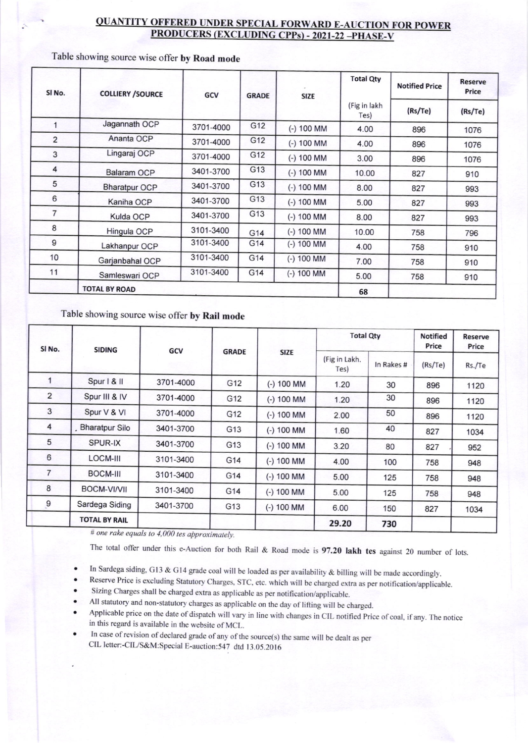## QUANTITY OFFERED UNDER SPECIAL FORWARD E-AUCTION FOR POWER PRODUCERS (EXCLUDING CPPs) - 2021-22 –PHASE-V

Table showing source wise offer **by Road mode**

| Sl No. | COLLIERY /SOURCE | GCV | GRADE | SIZE | Total Qty (Fig in lakh Tes) | Notified Price (Rs/Te) | Reserve Price (Rs/Te) |
|---|---|---|---|---|---|---|---|
| 1 | Jagannath OCP | 3701-4000 | G12 | (-) 100 MM | 4.00 | 896 | 1076 |
| 2 | Ananta OCP | 3701-4000 | G12 | (-) 100 MM | 4.00 | 896 | 1076 |
| 3 | Lingaraj OCP | 3701-4000 | G12 | (-) 100 MM | 3.00 | 896 | 1076 |
| 4 | Balaram OCP | 3401-3700 | G13 | (-) 100 MM | 10.00 | 827 | 910 |
| 5 | Bharatpur OCP | 3401-3700 | G13 | (-) 100 MM | 8.00 | 827 | 993 |
| 6 | Kaniha OCP | 3401-3700 | G13 | (-) 100 MM | 5.00 | 827 | 993 |
| 7 | Kulda OCP | 3401-3700 | G13 | (-) 100 MM | 8.00 | 827 | 993 |
| 8 | Hingula OCP | 3101-3400 | G14 | (-) 100 MM | 10.00 | 758 | 796 |
| 9 | Lakhanpur OCP | 3101-3400 | G14 | (-) 100 MM | 4.00 | 758 | 910 |
| 10 | Garjanbahal OCP | 3101-3400 | G14 | (-) 100 MM | 7.00 | 758 | 910 |
| 11 | Samleswari OCP | 3101-3400 | G14 | (-) 100 MM | 5.00 | 758 | 910 |
| | **TOTAL BY ROAD** | | | | **68** | | |

Table showing source wise offer **by Rail mode**

| Sl No. | SIDING | GCV | GRADE | SIZE | Total Qty | | Notified Price | Reserve Price |
|---|---|---|---|---|---|---|---|---|
| | | | | | (Fig in Lakh. Tes) | In Rakes # | (Rs/Te) | Rs./Te |
| 1 | Spur I & II | 3701-4000 | G12 | (-) 100 MM | 1.20 | 30 | 896 | 1120 |
| 2 | Spur III & IV | 3701-4000 | G12 | (-) 100 MM | 1.20 | 30 | 896 | 1120 |
| 3 | Spur V & VI | 3701-4000 | G12 | (-) 100 MM | 2.00 | 50 | 896 | 1120 |
| 4 | Bharatpur Silo | 3401-3700 | G13 | (-) 100 MM | 1.60 | 40 | 827 | 1034 |
| 5 | SPUR-IX | 3401-3700 | G13 | (-) 100 MM | 3.20 | 80 | 827 | 952 |
| 6 | LOCM-III | 3101-3400 | G14 | (-) 100 MM | 4.00 | 100 | 758 | 948 |
| 7 | BOCM-III | 3101-3400 | G14 | (-) 100 MM | 5.00 | 125 | 758 | 948 |
| 8 | BOCM-VI/VII | 3101-3400 | G14 | (-) 100 MM | 5.00 | 125 | 758 | 948 |
| 9 | Sardega Siding | 3401-3700 | G13 | (-) 100 MM | 6.00 | 150 | 827 | 1034 |
| | **TOTAL BY RAIL** | | | | **29.20** | **730** | | |

*# one rake equals to 4,000 tes approximately.*

The total offer under this e-Auction for both Rail & Road mode is **97.20 lakh tes** against 20 number of lots.

- In Sardega siding, G13 & G14 grade coal will be loaded as per availability & billing will be made accordingly.
- Reserve Price is excluding Statutory Charges, STC, etc. which will be charged extra as per notification/applicable.
- Sizing Charges shall be charged extra as applicable as per notification/applicable.
- All statutory and non-statutory charges as applicable on the day of lifting will be charged.
- Applicable price on the date of dispatch will vary in line with changes in CIL notified Price of coal, if any. The notice in this regard is available in the website of MCL.
- In case of revision of declared grade of any of the source(s) the same will be dealt as per CIL letter:-CIL/S&M:Special E-auction:547 dtd 13.05.2016